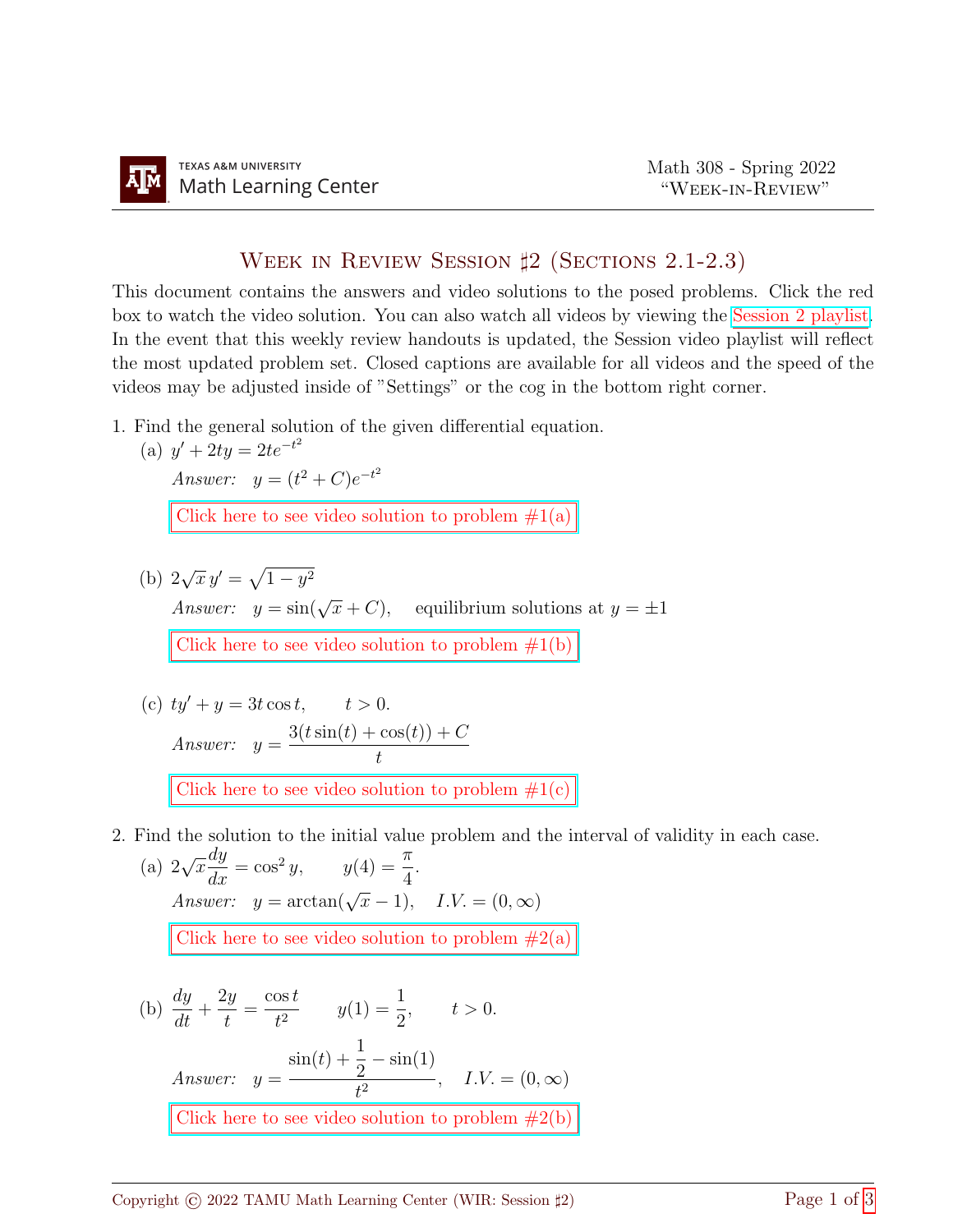TEXAS A&M UNIVERSITY
Math Learning Center

Math 308 - Spring 2022
"Week-in-Review"

# Week in Review Session ♯2 (Sections 2.1-2.3)

This document contains the answers and video solutions to the posed problems. Click the red box to watch the video solution. You can also watch all videos by viewing the Session 2 playlist. In the event that this weekly review handouts is updated, the Session video playlist will reflect the most updated problem set. Closed captions are available for all videos and the speed of the videos may be adjusted inside of "Settings" or the cog in the bottom right corner.

1. Find the general solution of the given differential equation.

   (a) $y' + 2ty = 2te^{-t^2}$

   *Answer:* $y = (t^2 + C)e^{-t^2}$

   Click here to see video solution to problem #1(a)

   (b) $2\sqrt{x}\, y' = \sqrt{1 - y^2}$

   *Answer:* $y = \sin(\sqrt{x} + C)$, equilibrium solutions at $y = \pm 1$

   Click here to see video solution to problem #1(b)

   (c) $ty' + y = 3t\cos t, \qquad t > 0.$

   *Answer:* $y = \dfrac{3(t\sin(t) + \cos(t)) + C}{t}$

   Click here to see video solution to problem #1(c)

2. Find the solution to the initial value problem and the interval of validity in each case.

   (a) $2\sqrt{x}\dfrac{dy}{dx} = \cos^2 y, \qquad y(4) = \dfrac{\pi}{4}.$

   *Answer:* $y = \arctan(\sqrt{x} - 1)$, $I.V. = (0, \infty)$

   Click here to see video solution to problem #2(a)

   (b) $\dfrac{dy}{dt} + \dfrac{2y}{t} = \dfrac{\cos t}{t^2} \qquad y(1) = \dfrac{1}{2}, \qquad t > 0.$

   *Answer:* $y = \dfrac{\sin(t) + \frac{1}{2} - \sin(1)}{t^2}$, $I.V. = (0, \infty)$

   Click here to see video solution to problem #2(b)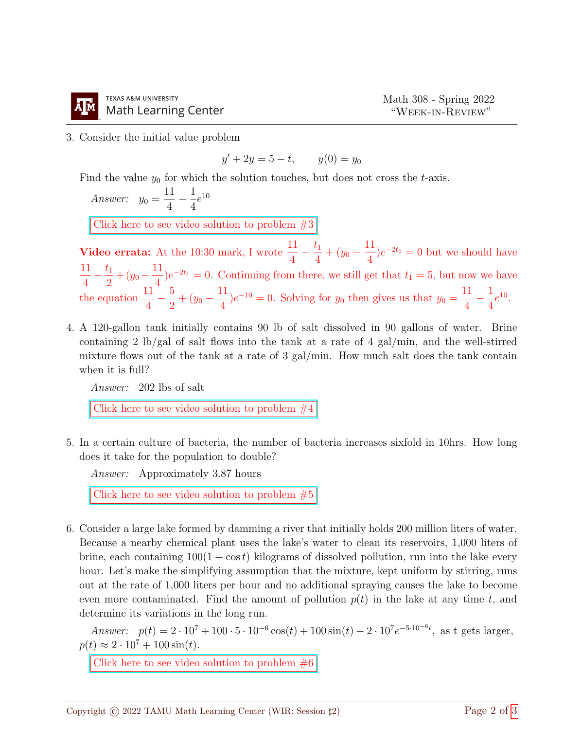3. Consider the initial value problem

$$y' + 2y = 5 - t, \qquad y(0) = y_0$$

Find the value $y_0$ for which the solution touches, but does not cross the $t$-axis.

*Answer:* $y_0 = \frac{11}{4} - \frac{1}{4}e^{10}$

Click here to see video solution to problem #3

**Video errata:** At the 10:30 mark, I wrote $\frac{11}{4} - \frac{t_1}{4} + (y_0 - \frac{11}{4})e^{-2t_1} = 0$ but we should have $\frac{11}{4} - \frac{t_1}{2} + (y_0 - \frac{11}{4})e^{-2t_1} = 0$. Continuing from there, we still get that $t_1 = 5$, but now we have the equation $\frac{11}{4} - \frac{5}{2} + (y_0 - \frac{11}{4})e^{-10} = 0$. Solving for $y_0$ then gives us that $y_0 = \frac{11}{4} - \frac{1}{4}e^{10}$.

4. A 120-gallon tank initially contains 90 lb of salt dissolved in 90 gallons of water. Brine containing 2 lb/gal of salt flows into the tank at a rate of 4 gal/min, and the well-stirred mixture flows out of the tank at a rate of 3 gal/min. How much salt does the tank contain when it is full?

*Answer:* 202 lbs of salt

Click here to see video solution to problem #4

5. In a certain culture of bacteria, the number of bacteria increases sixfold in 10hrs. How long does it take for the population to double?

*Answer:* Approximately 3.87 hours

Click here to see video solution to problem #5

6. Consider a large lake formed by damming a river that initially holds 200 million liters of water. Because a nearby chemical plant uses the lake's water to clean its reservoirs, 1,000 liters of brine, each containing $100(1 + \cos t)$ kilograms of dissolved pollution, run into the lake every hour. Let's make the simplifying assumption that the mixture, kept uniform by stirring, runs out at the rate of 1,000 liters per hour and no additional spraying causes the lake to become even more contaminated. Find the amount of pollution $p(t)$ in the lake at any time $t$, and determine its variations in the long run.

*Answer:* $p(t) = 2 \cdot 10^7 + 100 \cdot 5 \cdot 10^{-6}\cos(t) + 100\sin(t) - 2 \cdot 10^7 e^{-5 \cdot 10^{-6}t}$, as t gets larger, $p(t) \approx 2 \cdot 10^7 + 100\sin(t)$.

Click here to see video solution to problem #6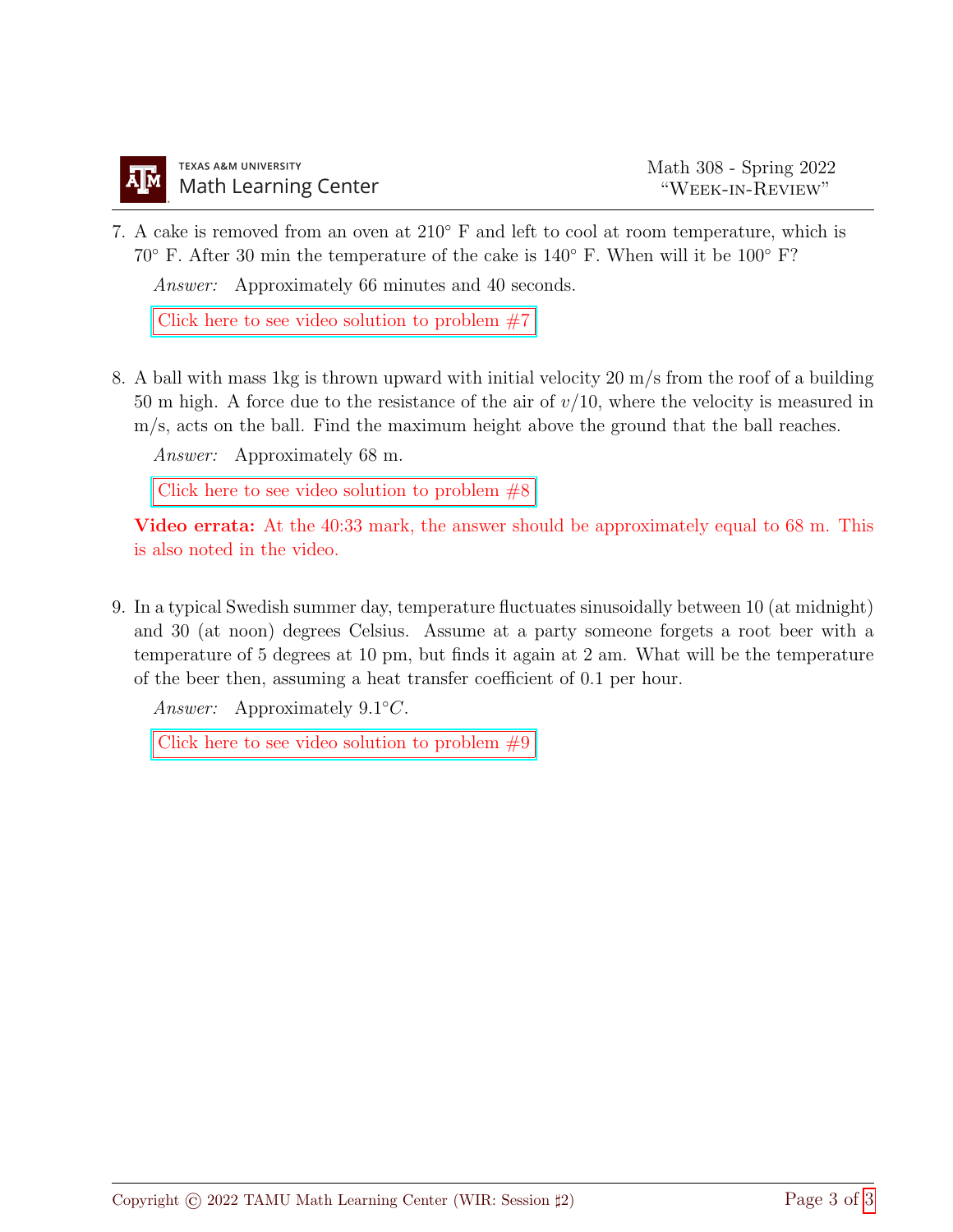7. A cake is removed from an oven at 210° F and left to cool at room temperature, which is 70° F. After 30 min the temperature of the cake is 140° F. When will it be 100° F?

   *Answer:* Approximately 66 minutes and 40 seconds.

   Click here to see video solution to problem #7

8. A ball with mass 1kg is thrown upward with initial velocity 20 m/s from the roof of a building 50 m high. A force due to the resistance of the air of $v/10$, where the velocity is measured in m/s, acts on the ball. Find the maximum height above the ground that the ball reaches.

   *Answer:* Approximately 68 m.

   Click here to see video solution to problem #8

   **Video errata:** At the 40:33 mark, the answer should be approximately equal to 68 m. This is also noted in the video.

9. In a typical Swedish summer day, temperature fluctuates sinusoidally between 10 (at midnight) and 30 (at noon) degrees Celsius. Assume at a party someone forgets a root beer with a temperature of 5 degrees at 10 pm, but finds it again at 2 am. What will be the temperature of the beer then, assuming a heat transfer coefficient of 0.1 per hour.

   *Answer:* Approximately $9.1°C$.

   Click here to see video solution to problem #9